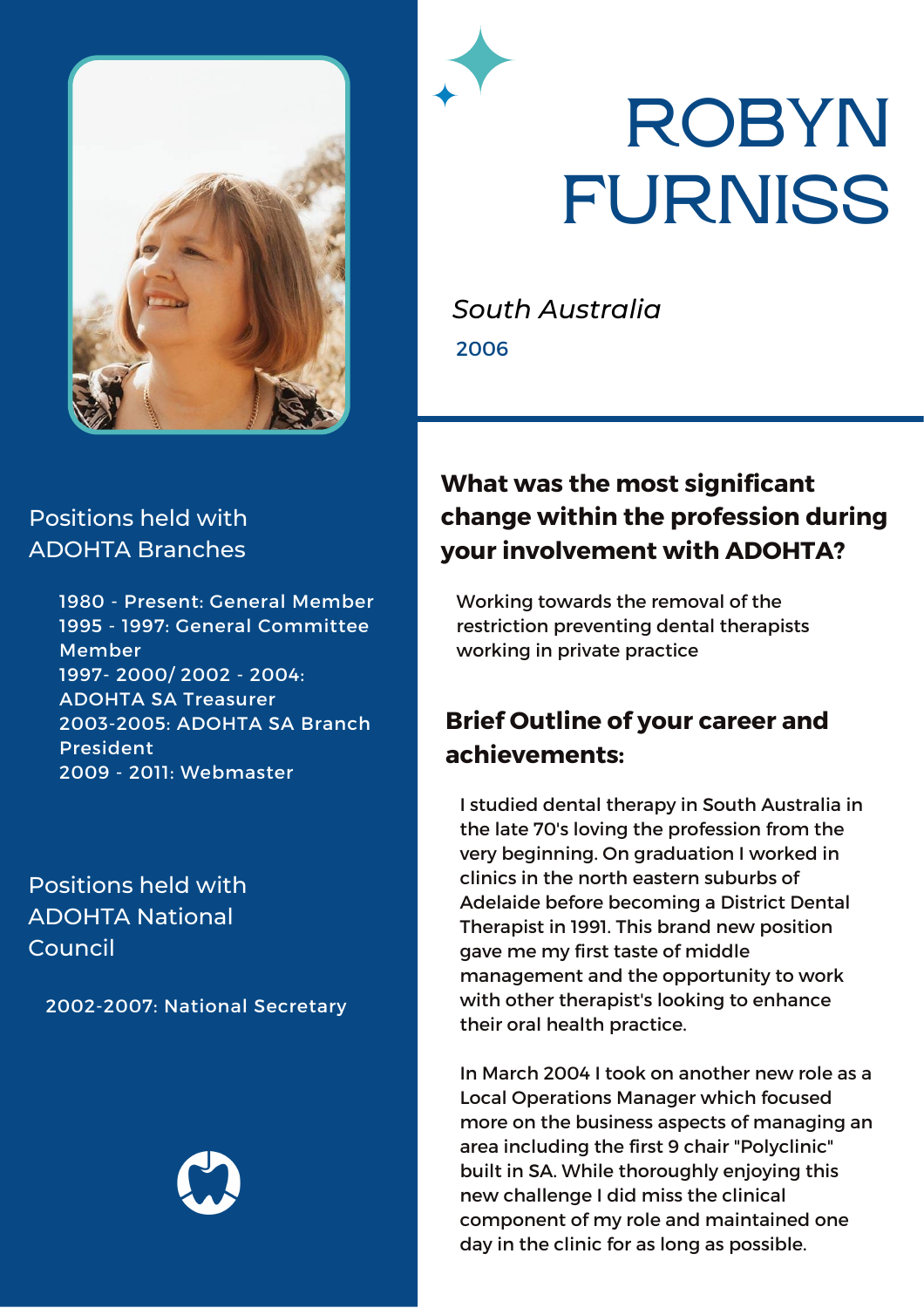# ROBYN FURNISS

*South Australia*

2006

## Positions held with ADOHTA Branches

1980 - Present: General Member
1995 - 1997: General Committee Member
1997- 2000/ 2002 - 2004: ADOHTA SA Treasurer
2003-2005: ADOHTA SA Branch President
2009 - 2011: Webmaster

## Positions held with ADOHTA National Council

2002-2007: National Secretary

## What was the most significant change within the profession during your involvement with ADOHTA?

Working towards the removal of the restriction preventing dental therapists working in private practice

## Brief Outline of your career and achievements:

I studied dental therapy in South Australia in the late 70's loving the profession from the very beginning. On graduation I worked in clinics in the north eastern suburbs of Adelaide before becoming a District Dental Therapist in 1991. This brand new position gave me my first taste of middle management and the opportunity to work with other therapist's looking to enhance their oral health practice.

In March 2004 I took on another new role as a Local Operations Manager which focused more on the business aspects of managing an area including the first 9 chair "Polyclinic" built in SA. While thoroughly enjoying this new challenge I did miss the clinical component of my role and maintained one day in the clinic for as long as possible.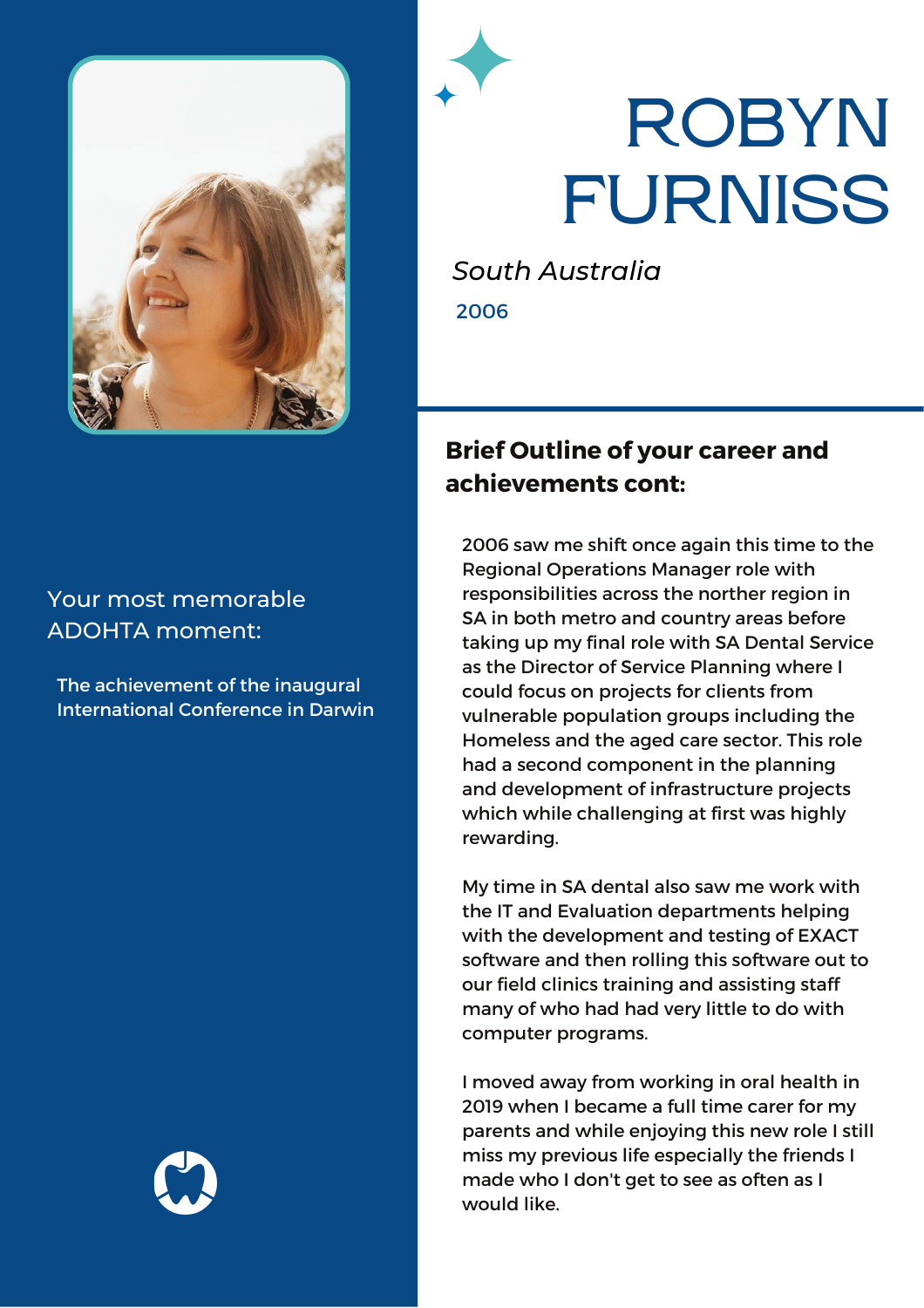# ROBYN FURNISS

*South Australia*

2006

Your most memorable ADOHTA moment:

The achievement of the inaugural International Conference in Darwin

## Brief Outline of your career and achievements cont:

2006 saw me shift once again this time to the Regional Operations Manager role with responsibilities across the norther region in SA in both metro and country areas before taking up my final role with SA Dental Service as the Director of Service Planning where I could focus on projects for clients from vulnerable population groups including the Homeless and the aged care sector. This role had a second component in the planning and development of infrastructure projects which while challenging at first was highly rewarding.

My time in SA dental also saw me work with the IT and Evaluation departments helping with the development and testing of EXACT software and then rolling this software out to our field clinics training and assisting staff many of who had had very little to do with computer programs.

I moved away from working in oral health in 2019 when I became a full time carer for my parents and while enjoying this new role I still miss my previous life especially the friends I made who I don't get to see as often as I would like.